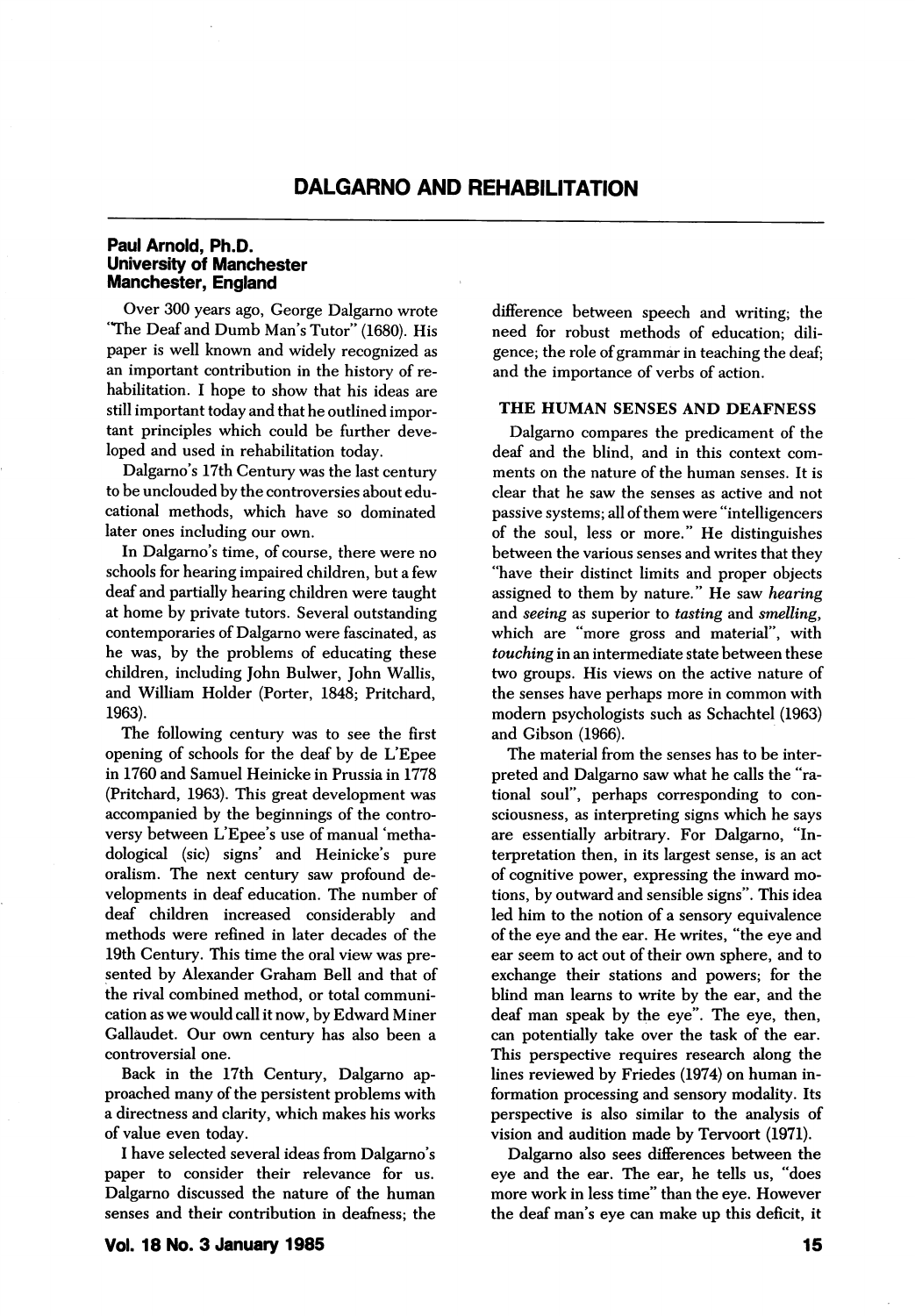# DALGARNO AND REHABILITATION

**Paul Arnold, Ph.D.**
**University of Manchester**
**Manchester, England**

Over 300 years ago, George Dalgarno wrote "The Deaf and Dumb Man's Tutor" (1680). His paper is well known and widely recognized as an important contribution in the history of rehabilitation. I hope to show that his ideas are still important today and that he outlined important principles which could be further developed and used in rehabilitation today.

Dalgarno's 17th Century was the last century to be unclouded by the controversies about educational methods, which have so dominated later ones including our own.

In Dalgarno's time, of course, there were no schools for hearing impaired children, but a few deaf and partially hearing children were taught at home by private tutors. Several outstanding contemporaries of Dalgarno were fascinated, as he was, by the problems of educating these children, including John Bulwer, John Wallis, and William Holder (Porter, 1848; Pritchard, 1963).

The following century was to see the first opening of schools for the deaf by de L'Epee in 1760 and Samuel Heinicke in Prussia in 1778 (Pritchard, 1963). This great development was accompanied by the beginnings of the controversy between L'Epee's use of manual 'methadological (sic) signs' and Heinicke's pure oralism. The next century saw profound developments in deaf education. The number of deaf children increased considerably and methods were refined in later decades of the 19th Century. This time the oral view was presented by Alexander Graham Bell and that of the rival combined method, or total communication as we would call it now, by Edward Miner Gallaudet. Our own century has also been a controversial one.

Back in the 17th Century, Dalgarno approached many of the persistent problems with a directness and clarity, which makes his works of value even today.

I have selected several ideas from Dalgarno's paper to consider their relevance for us. Dalgarno discussed the nature of the human senses and their contribution in deafness; the difference between speech and writing; the need for robust methods of education; diligence; the role of grammar in teaching the deaf; and the importance of verbs of action.

## THE HUMAN SENSES AND DEAFNESS

Dalgarno compares the predicament of the deaf and the blind, and in this context comments on the nature of the human senses. It is clear that he saw the senses as active and not passive systems; all of them were "intelligencers of the soul, less or more." He distinguishes between the various senses and writes that they "have their distinct limits and proper objects assigned to them by nature." He saw *hearing* and *seeing* as superior to *tasting* and *smelling*, which are "more gross and material", with *touching* in an intermediate state between these two groups. His views on the active nature of the senses have perhaps more in common with modern psychologists such as Schachtel (1963) and Gibson (1966).

The material from the senses has to be interpreted and Dalgarno saw what he calls the "rational soul", perhaps corresponding to consciousness, as interpreting signs which he says are essentially arbitrary. For Dalgarno, "Interpretation then, in its largest sense, is an act of cognitive power, expressing the inward motions, by outward and sensible signs". This idea led him to the notion of a sensory equivalence of the eye and the ear. He writes, "the eye and ear seem to act out of their own sphere, and to exchange their stations and powers; for the blind man learns to write by the ear, and the deaf man speak by the eye". The eye, then, can potentially take over the task of the ear. This perspective requires research along the lines reviewed by Friedes (1974) on human information processing and sensory modality. Its perspective is also similar to the analysis of vision and audition made by Tervoort (1971).

Dalgarno also sees differences between the eye and the ear. The ear, he tells us, "does more work in less time" than the eye. However the deaf man's eye can make up this deficit, it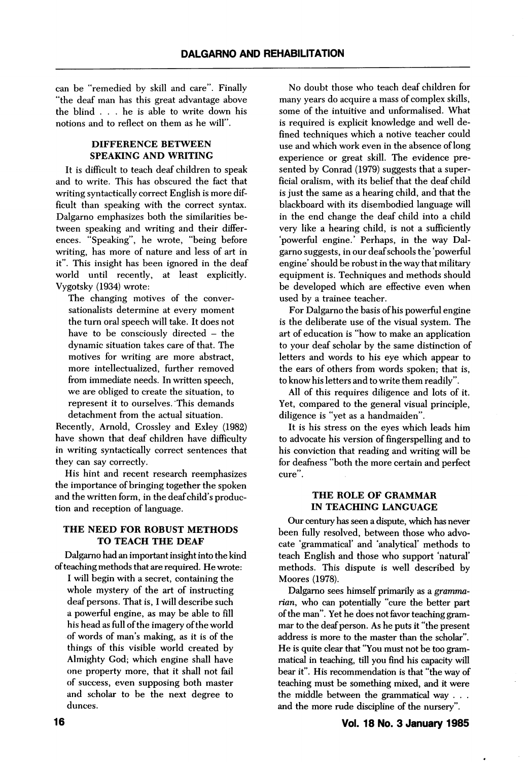can be "remedied by skill and care". Finally "the deaf man has this great advantage above the blind . . . he is able to write down his notions and to reflect on them as he will".

### DIFFERENCE BETWEEN SPEAKING AND WRITING

It is difficult to teach deaf children to speak and to write. This has obscured the fact that writing syntactically correct English is more difficult than speaking with the correct syntax. Dalgarno emphasizes both the similarities between speaking and writing and their differences. "Speaking", he wrote, "being before writing, has more of nature and less of art in it". This insight has been ignored in the deaf world until recently, at least explicitly. Vygotsky (1934) wrote:

> The changing motives of the conversationalists determine at every moment the turn oral speech will take. It does not have to be consciously directed – the dynamic situation takes care of that. The motives for writing are more abstract, more intellectualized, further removed from immediate needs. In written speech, we are obliged to create the situation, to represent it to ourselves. This demands detachment from the actual situation.

Recently, Arnold, Crossley and Exley (1982) have shown that deaf children have difficulty in writing syntactically correct sentences that they can say correctly.

His hint and recent research reemphasizes the importance of bringing together the spoken and the written form, in the deaf child's production and reception of language.

### THE NEED FOR ROBUST METHODS TO TEACH THE DEAF

Dalgarno had an important insight into the kind of teaching methods that are required. He wrote:

> I will begin with a secret, containing the whole mystery of the art of instructing deaf persons. That is, I will describe such a powerful engine, as may be able to fill his head as full of the imagery of the world of words of man's making, as it is of the things of this visible world created by Almighty God; which engine shall have one property more, that it shall not fail of success, even supposing both master and scholar to be the next degree to dunces.

No doubt those who teach deaf children for many years do acquire a mass of complex skills, some of the intuitive and unformalised. What is required is explicit knowledge and well defined techniques which a notive teacher could use and which work even in the absence of long experience or great skill. The evidence presented by Conrad (1979) suggests that a superficial oralism, with its belief that the deaf child is just the same as a hearing child, and that the blackboard with its disembodied language will in the end change the deaf child into a child very like a hearing child, is not a sufficiently 'powerful engine.' Perhaps, in the way Dalgarno suggests, in our deaf schools the 'powerful engine' should be robust in the way that military equipment is. Techniques and methods should be developed which are effective even when used by a trainee teacher.

For Dalgarno the basis of his powerful engine is the deliberate use of the visual system. The art of education is "how to make an application to your deaf scholar by the same distinction of letters and words to his eye which appear to the ears of others from words spoken; that is, to know his letters and to write them readily".

All of this requires diligence and lots of it. Yet, compared to the general visual principle, diligence is "yet as a handmaiden".

It is his stress on the eyes which leads him to advocate his version of fingerspelling and to his conviction that reading and writing will be for deafness "both the more certain and perfect cure".

### THE ROLE OF GRAMMAR IN TEACHING LANGUAGE

Our century has seen a dispute, which has never been fully resolved, between those who advocate 'grammatical' and 'analytical' methods to teach English and those who support 'natural' methods. This dispute is well described by Moores (1978).

Dalgarno sees himself primarily as a *grammarian*, who can potentially "cure the better part of the man". Yet he does not favor teaching grammar to the deaf person. As he puts it "the present address is more to the master than the scholar". He is quite clear that "You must not be too grammatical in teaching, till you find his capacity will bear it". His recommendation is that "the way of teaching must be something mixed, and it were the middle between the grammatical way . . . and the more rude discipline of the nursery".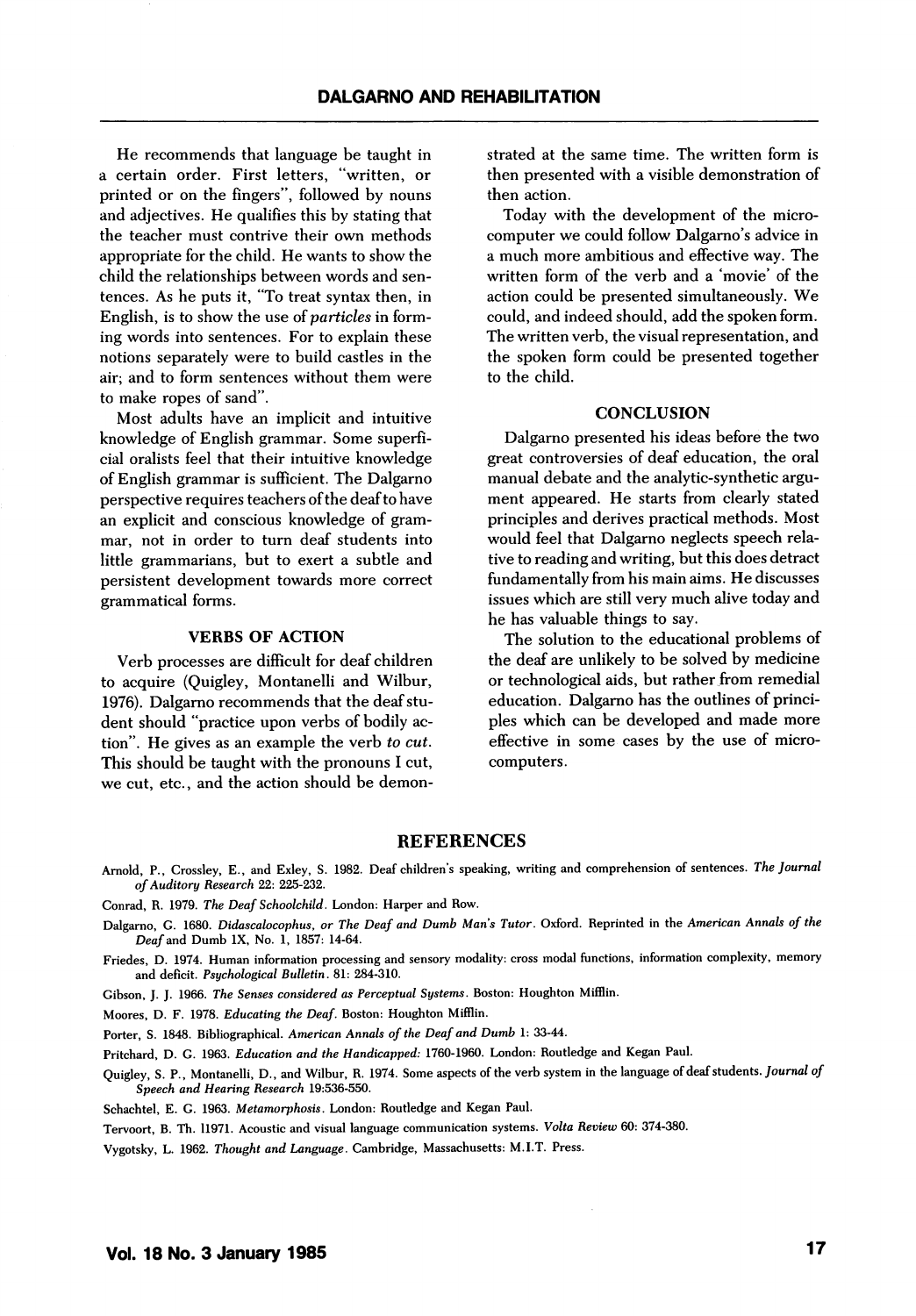He recommends that language be taught in a certain order. First letters, "written, or printed or on the fingers", followed by nouns and adjectives. He qualifies this by stating that the teacher must contrive their own methods appropriate for the child. He wants to show the child the relationships between words and sentences. As he puts it, "To treat syntax then, in English, is to show the use of *particles* in forming words into sentences. For to explain these notions separately were to build castles in the air; and to form sentences without them were to make ropes of sand".

Most adults have an implicit and intuitive knowledge of English grammar. Some superficial oralists feel that their intuitive knowledge of English grammar is sufficient. The Dalgarno perspective requires teachers of the deaf to have an explicit and conscious knowledge of grammar, not in order to turn deaf students into little grammarians, but to exert a subtle and persistent development towards more correct grammatical forms.

## VERBS OF ACTION

Verb processes are difficult for deaf children to acquire (Quigley, Montanelli and Wilbur, 1976). Dalgarno recommends that the deaf student should "practice upon verbs of bodily action". He gives as an example the verb *to cut*. This should be taught with the pronouns I cut, we cut, etc., and the action should be demonstrated at the same time. The written form is then presented with a visible demonstration of then action.

Today with the development of the microcomputer we could follow Dalgarno's advice in a much more ambitious and effective way. The written form of the verb and a 'movie' of the action could be presented simultaneously. We could, and indeed should, add the spoken form. The written verb, the visual representation, and the spoken form could be presented together to the child.

## CONCLUSION

Dalgarno presented his ideas before the two great controversies of deaf education, the oral manual debate and the analytic-synthetic argument appeared. He starts from clearly stated principles and derives practical methods. Most would feel that Dalgarno neglects speech relative to reading and writing, but this does detract fundamentally from his main aims. He discusses issues which are still very much alive today and he has valuable things to say.

The solution to the educational problems of the deaf are unlikely to be solved by medicine or technological aids, but rather from remedial education. Dalgarno has the outlines of principles which can be developed and made more effective in some cases by the use of microcomputers.

## REFERENCES

Arnold, P., Crossley, E., and Exley, S. 1982. Deaf children's speaking, writing and comprehension of sentences. *The Journal of Auditory Research* 22: 225-232.

Conrad, R. 1979. *The Deaf Schoolchild*. London: Harper and Row.

Dalgarno, G. 1680. *Didascalocophus, or The Deaf and Dumb Man's Tutor*. Oxford. Reprinted in the *American Annals of the Deaf* and Dumb IX, No. 1, 1857: 14-64.

Friedes, D. 1974. Human information processing and sensory modality: cross modal functions, information complexity, memory and deficit. *Psychological Bulletin*. 81: 284-310.

Gibson, J. J. 1966. *The Senses considered as Perceptual Systems*. Boston: Houghton Mifflin.

Moores, D. F. 1978. *Educating the Deaf*. Boston: Houghton Mifflin.

Porter, S. 1848. Bibliographical. *American Annals of the Deaf and Dumb* 1: 33-44.

Pritchard, D. G. 1963. *Education and the Handicapped*: 1760-1960. London: Routledge and Kegan Paul.

Quigley, S. P., Montanelli, D., and Wilbur, R. 1974. Some aspects of the verb system in the language of deaf students. *Journal of Speech and Hearing Research* 19:536-550.

Schachtel, E. G. 1963. *Metamorphosis*. London: Routledge and Kegan Paul.

Tervoort, B. Th. l1971. Acoustic and visual language communication systems. *Volta Review* 60: 374-380.

Vygotsky, L. 1962. *Thought and Language*. Cambridge, Massachusetts: M.I.T. Press.